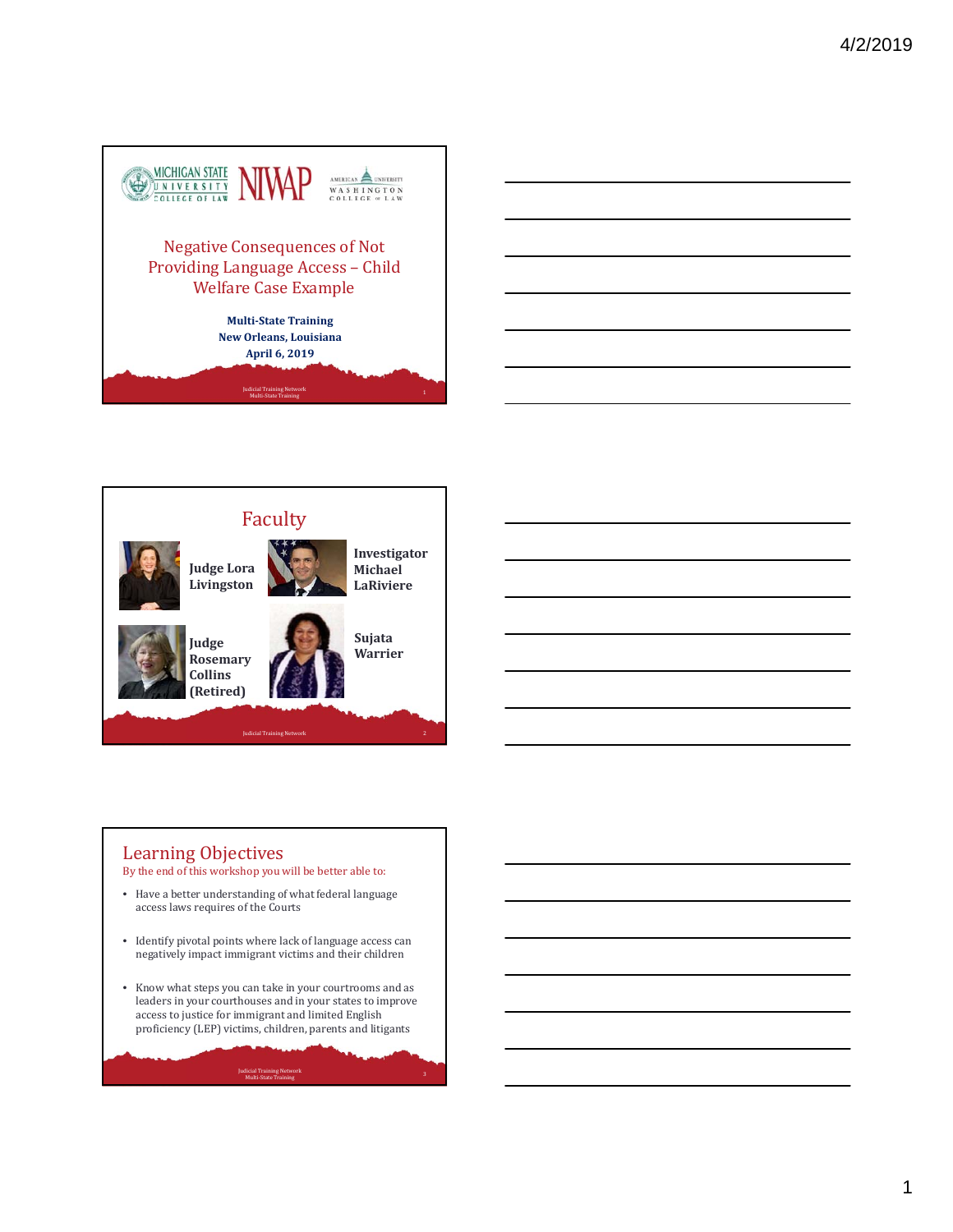Michigan State University College of Law | NIWAP | American University Washington College of Law

# Negative Consequences of Not Providing Language Access – Child Welfare Case Example

**Multi-State Training**
**New Orleans, Louisiana**
**April 6, 2019**

Judicial Training Network
Multi-State Training

## Faculty

**Judge Lora Livingston**

**Investigator Michael LaRiviere**

**Judge Rosemary Collins (Retired)**

**Sujata Warrier**

Judicial Training Network

## Learning Objectives

By the end of this workshop you will be better able to:

- Have a better understanding of what federal language access laws requires of the Courts
- Identify pivotal points where lack of language access can negatively impact immigrant victims and their children
- Know what steps you can take in your courtrooms and as leaders in your courthouses and in your states to improve access to justice for immigrant and limited English proficiency (LEP) victims, children, parents and litigants

Judicial Training Network
Multi-State Training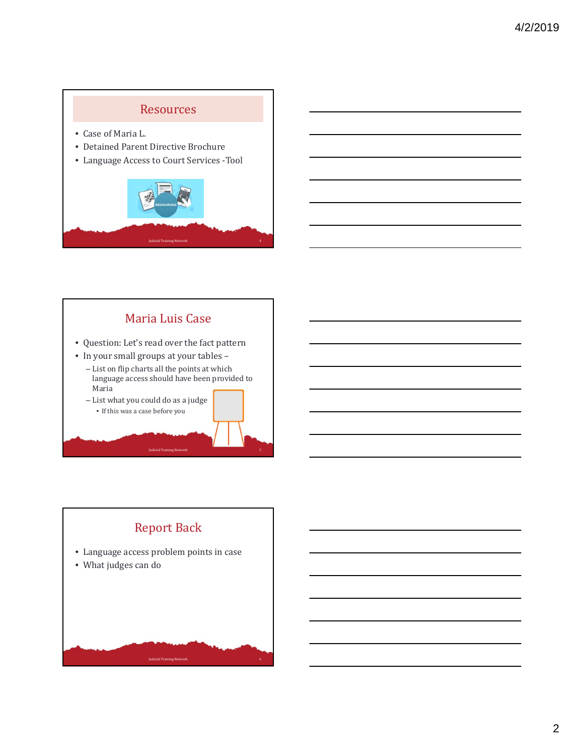## Resources

- Case of Maria L.
- Detained Parent Directive Brochure
- Language Access to Court Services -Tool

## Maria Luis Case

- Question: Let's read over the fact pattern
- In your small groups at your tables –
  - List on flip charts all the points at which language access should have been provided to Maria
  - List what you could do as a judge
    - If this was a case before you

## Report Back

- Language access problem points in case
- What judges can do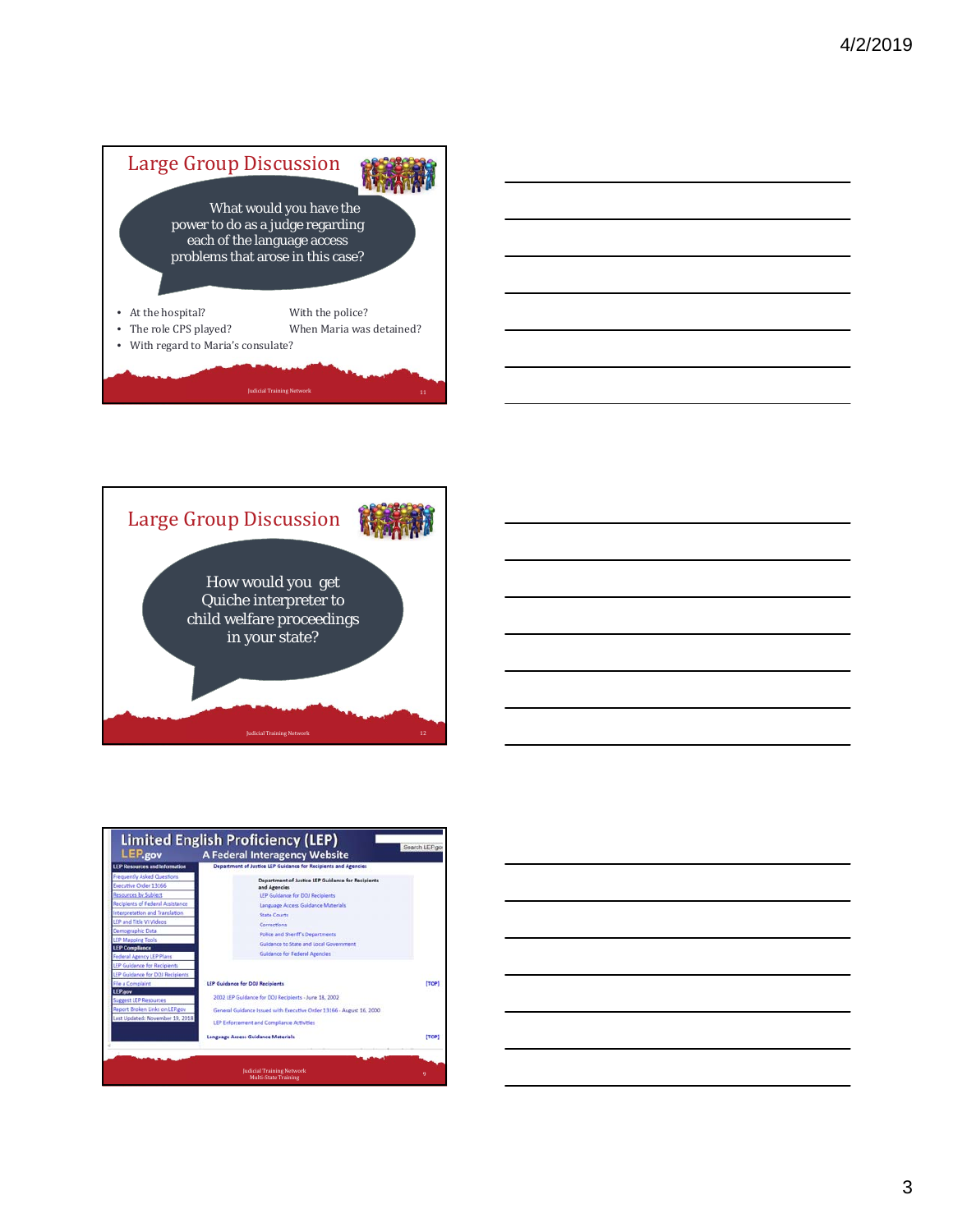## Large Group Discussion

What would you have the power to do as a judge regarding each of the language access problems that arose in this case?

- At the hospital?
- With the police?
- The role CPS played?
- When Maria was detained?
- With regard to Maria's consulate?

Judicial Training Network

## Large Group Discussion

How would you get Quiche interpreter to child welfare proceedings in your state?

Judicial Training Network

## Limited English Proficiency (LEP)

LEP.gov — A Federal Interagency Website

Search LEP.gov

**LEP Resources and Information**

- Frequently Asked Questions
- Executive Order 13166
- Resources by Subject
- Recipients of Federal Assistance
- Interpretation and Translation
- LEP and Title VI Videos
- Demographic Data
- LEP Mapping Tools

**LEP Compliance**

- Federal Agency LEP Plans
- LEP Guidance for Recipients
- LEP Guidance for DOJ Recipients
- File a Complaint

**LEP.gov**

- Suggest LEP Resources
- Report Broken Links on LEP.gov
- Last Updated: November 19, 2018

**Department of Justice LEP Guidance for Recipients and Agencies**

Department of Justice LEP Guidance for Recipients and Agencies

- LEP Guidance for DOJ Recipients
- Language Access Guidance Materials
- State Courts
- Corrections
- Police and Sheriff's Departments
- Guidance to State and Local Government
- Guidance for Federal Agencies

**LEP Guidance for DOJ Recipients** [TOP]

- 2002 LEP Guidance for DOJ Recipients - June 18, 2002
- General Guidance Issued with Executive Order 13166 - August 16, 2000
- LEP Enforcement and Compliance Activities

**Language Access Guidance Materials** [TOP]

Judicial Training Network
Multi-State Training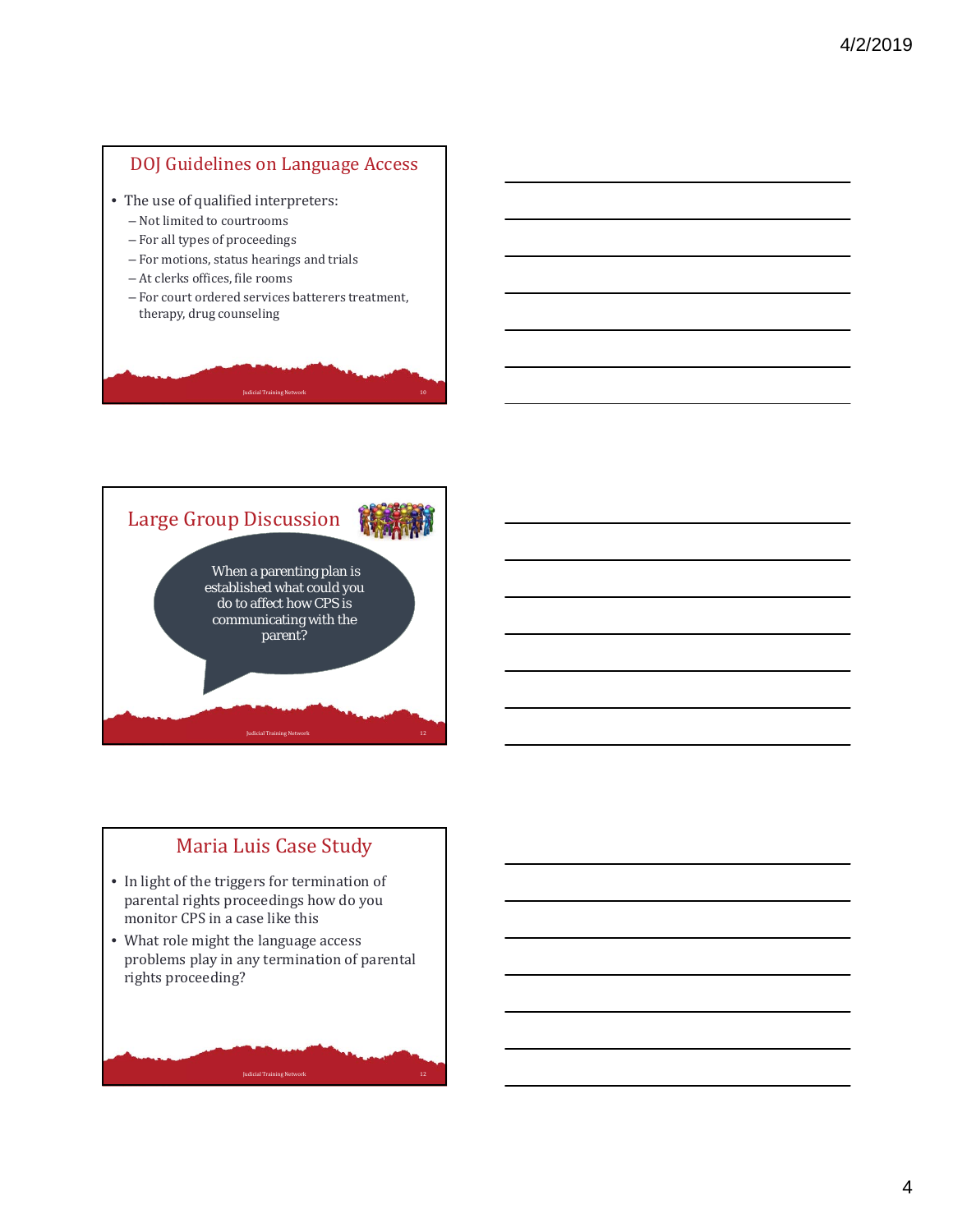## DOJ Guidelines on Language Access

- The use of qualified interpreters:
  - Not limited to courtrooms
  - For all types of proceedings
  - For motions, status hearings and trials
  - At clerks offices, file rooms
  - For court ordered services batterers treatment, therapy, drug counseling

## Large Group Discussion

When a parenting plan is established what could you do to affect how CPS is communicating with the parent?

## Maria Luis Case Study

- In light of the triggers for termination of parental rights proceedings how do you monitor CPS in a case like this
- What role might the language access problems play in any termination of parental rights proceeding?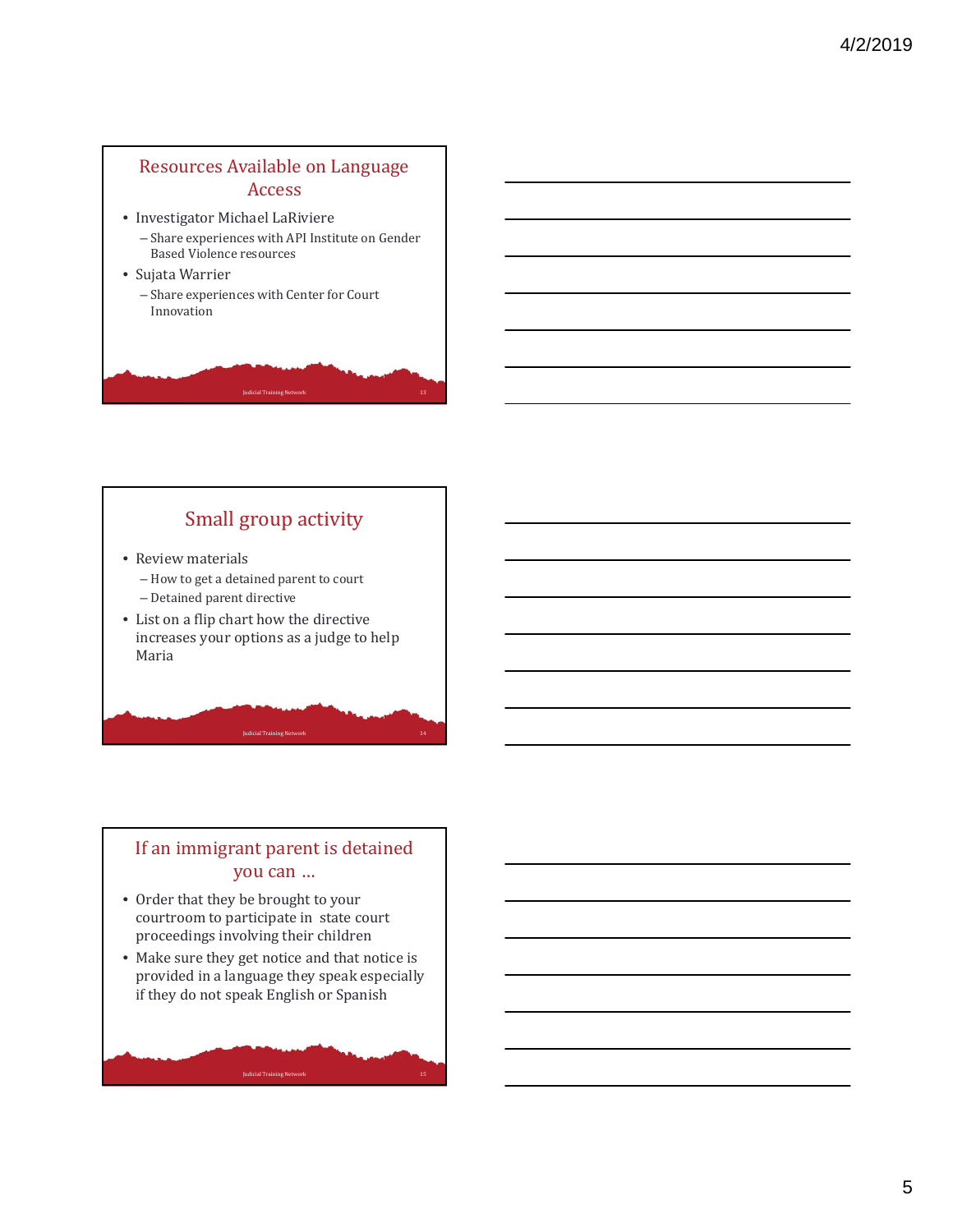## Resources Available on Language Access

- Investigator Michael LaRiviere
  - Share experiences with API Institute on Gender Based Violence resources
- Sujata Warrier
  - Share experiences with Center for Court Innovation

## Small group activity

- Review materials
  - How to get a detained parent to court
  - Detained parent directive
- List on a flip chart how the directive increases your options as a judge to help Maria

## If an immigrant parent is detained you can …

- Order that they be brought to your courtroom to participate in state court proceedings involving their children
- Make sure they get notice and that notice is provided in a language they speak especially if they do not speak English or Spanish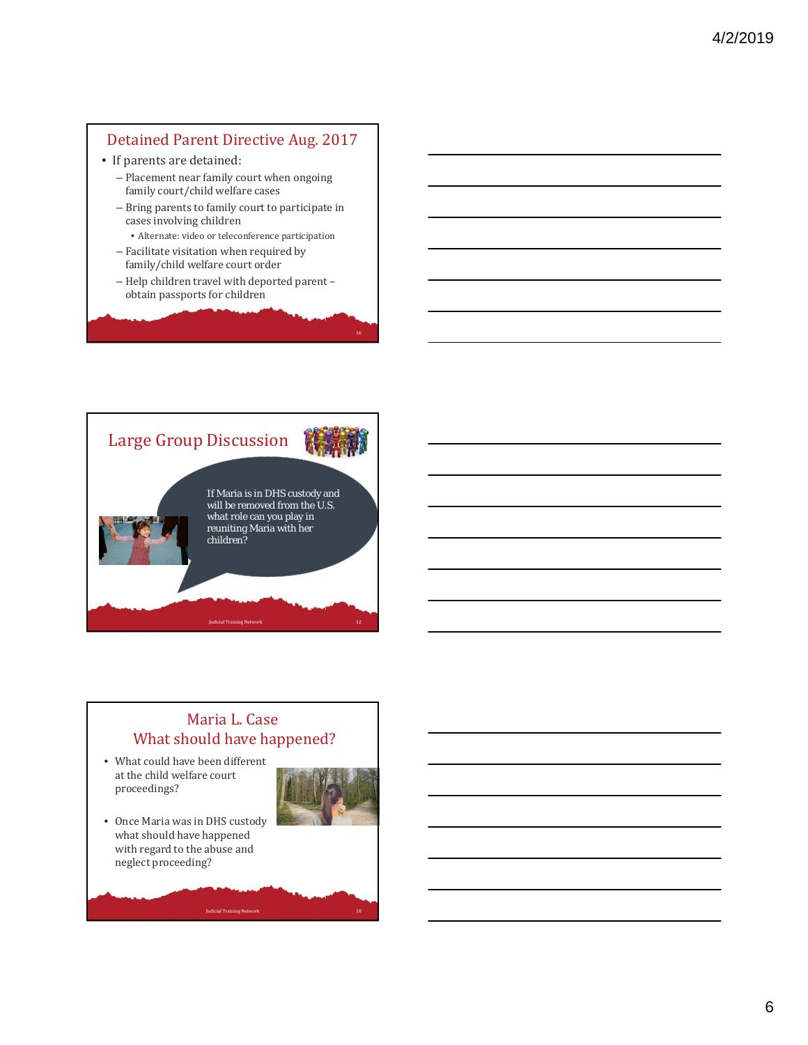## Detained Parent Directive Aug. 2017

- If parents are detained:
  - Placement near family court when ongoing family court/child welfare cases
  - Bring parents to family court to participate in cases involving children
    - Alternate: video or teleconference participation
  - Facilitate visitation when required by family/child welfare court order
  - Help children travel with deported parent – obtain passports for children

## Large Group Discussion

If Maria is in DHS custody and will be removed from the U.S. what role can you play in reuniting Maria with her children?

## Maria L. Case
## What should have happened?

- What could have been different at the child welfare court proceedings?
- Once Maria was in DHS custody what should have happened with regard to the abuse and neglect proceeding?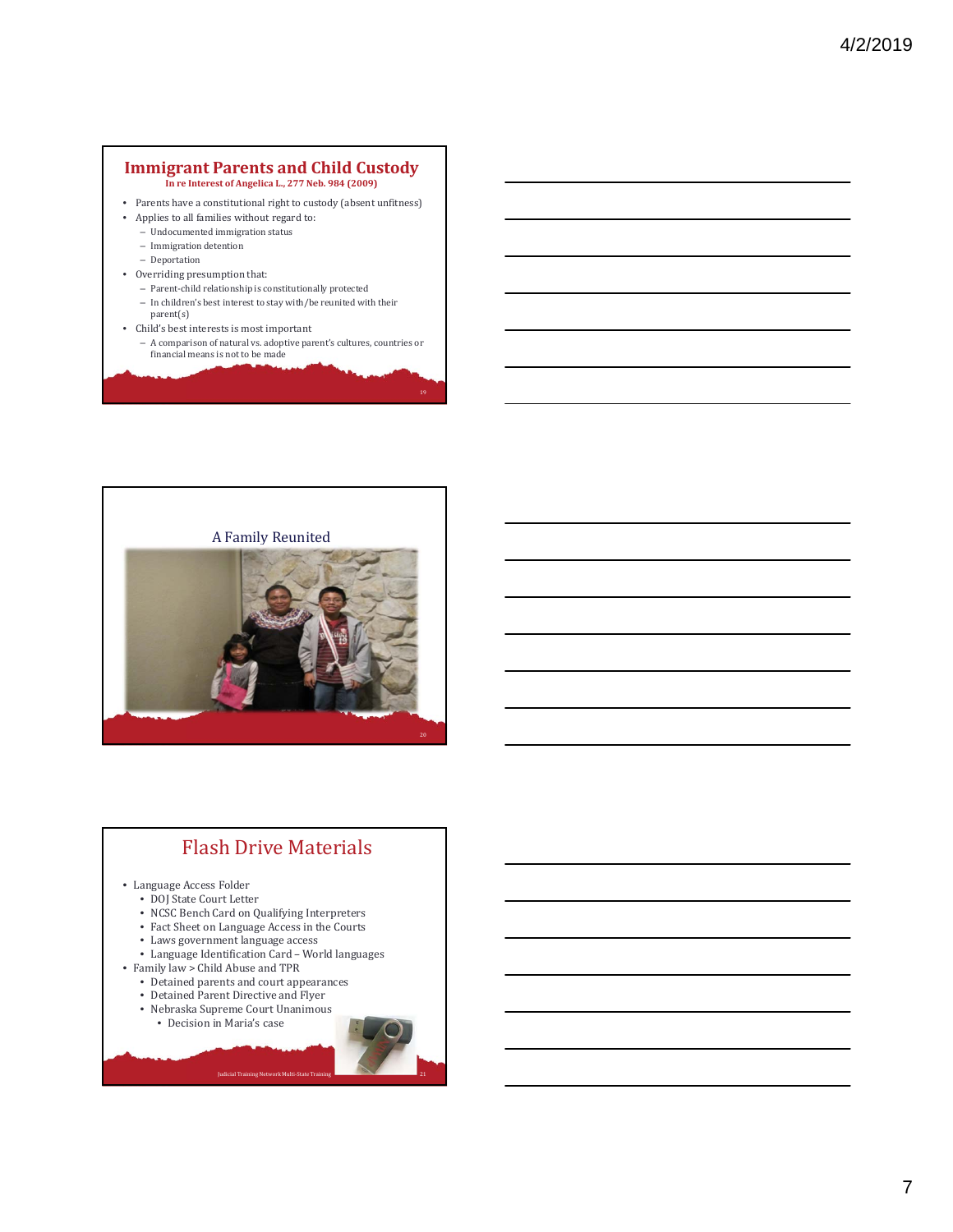## Immigrant Parents and Child Custody

**In re Interest of Angelica L., 277 Neb. 984 (2009)**

- Parents have a constitutional right to custody (absent unfitness)
- Applies to all families without regard to:
  - Undocumented immigration status
  - Immigration detention
  - Deportation
- Overriding presumption that:
  - Parent-child relationship is constitutionally protected
  - In children's best interest to stay with/be reunited with their parent(s)
- Child's best interests is most important
  - A comparison of natural vs. adoptive parent's cultures, countries or financial means is not to be made

## A Family Reunited

## Flash Drive Materials

- Language Access Folder
  - DOJ State Court Letter
  - NCSC Bench Card on Qualifying Interpreters
  - Fact Sheet on Language Access in the Courts
  - Laws government language access
  - Language Identification Card – World languages
- Family law > Child Abuse and TPR
  - Detained parents and court appearances
  - Detained Parent Directive and Flyer
  - Nebraska Supreme Court Unanimous
    - Decision in Maria's case

Judicial Training Network Multi-State Training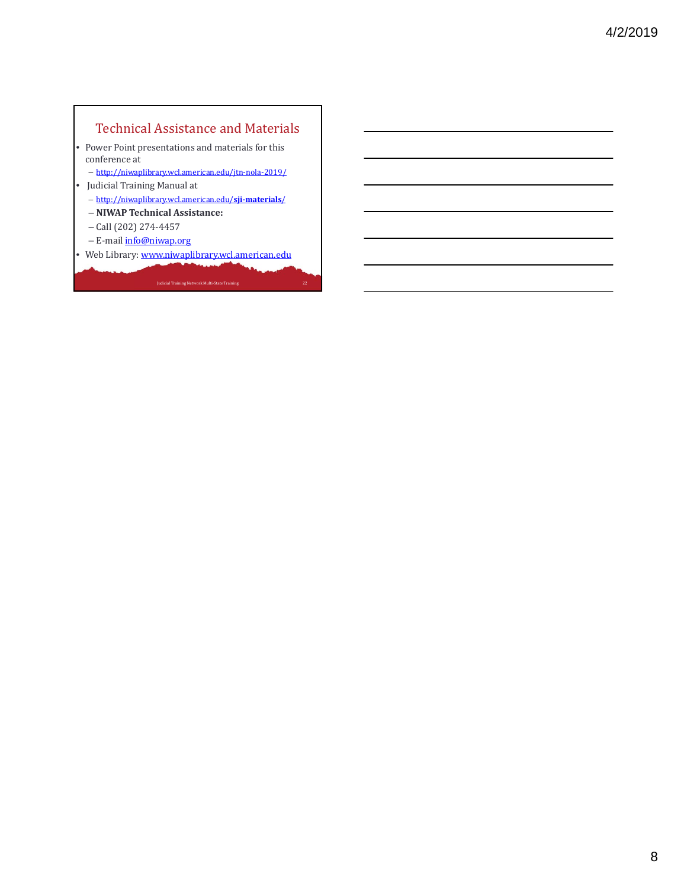## Technical Assistance and Materials

- Power Point presentations and materials for this conference at
  - http://niwaplibrary.wcl.american.edu/jtn-nola-2019/
- Judicial Training Manual at
  - http://niwaplibrary.wcl.american.edu/**sji-materials/**
  - **NIWAP Technical Assistance:**
  - Call (202) 274-4457
  - E-mail info@niwap.org
- Web Library: www.niwaplibrary.wcl.american.edu

Judicial Training Network Multi-State Training